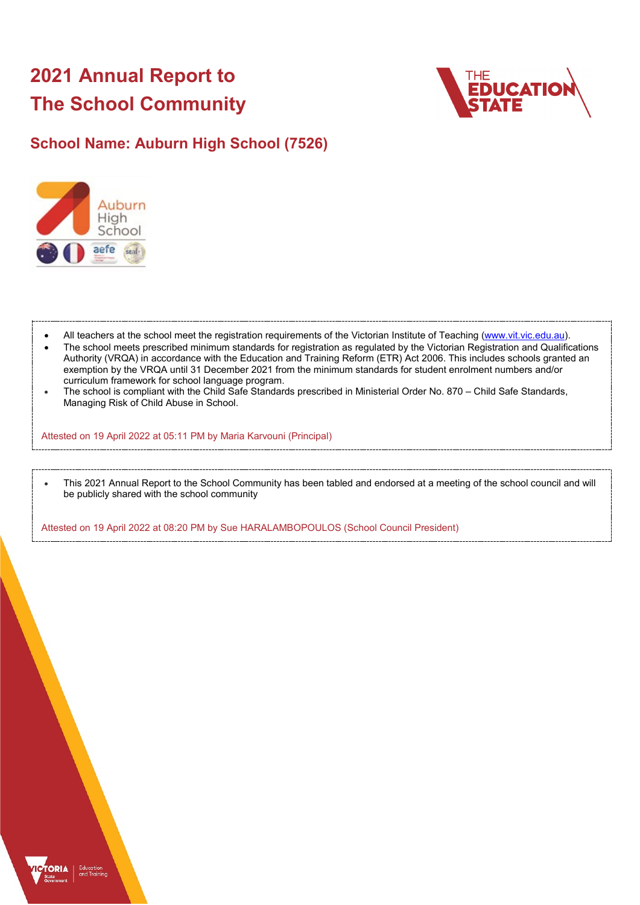# 2021 Annual Report to The School Community

## School Name: Auburn High School (7526)

- All teachers at the school meet the registration requirements of the Victorian Institute of Teaching (www.vit.vic.edu.au).
- The school meets prescribed minimum standards for registration as regulated by the Victorian Registration and Qualifications Authority (VRQA) in accordance with the Education and Training Reform (ETR) Act 2006. This includes schools granted an exemption by the VRQA until 31 December 2021 from the minimum standards for student enrolment numbers and/or curriculum framework for school language program.
- The school is compliant with the Child Safe Standards prescribed in Ministerial Order No. 870 – Child Safe Standards, Managing Risk of Child Abuse in School.

Attested on 19 April 2022 at 05:11 PM by Maria Karvouni (Principal)

- This 2021 Annual Report to the School Community has been tabled and endorsed at a meeting of the school council and will be publicly shared with the school community

Attested on 19 April 2022 at 08:20 PM by Sue HARALAMBOPOULOS (School Council President)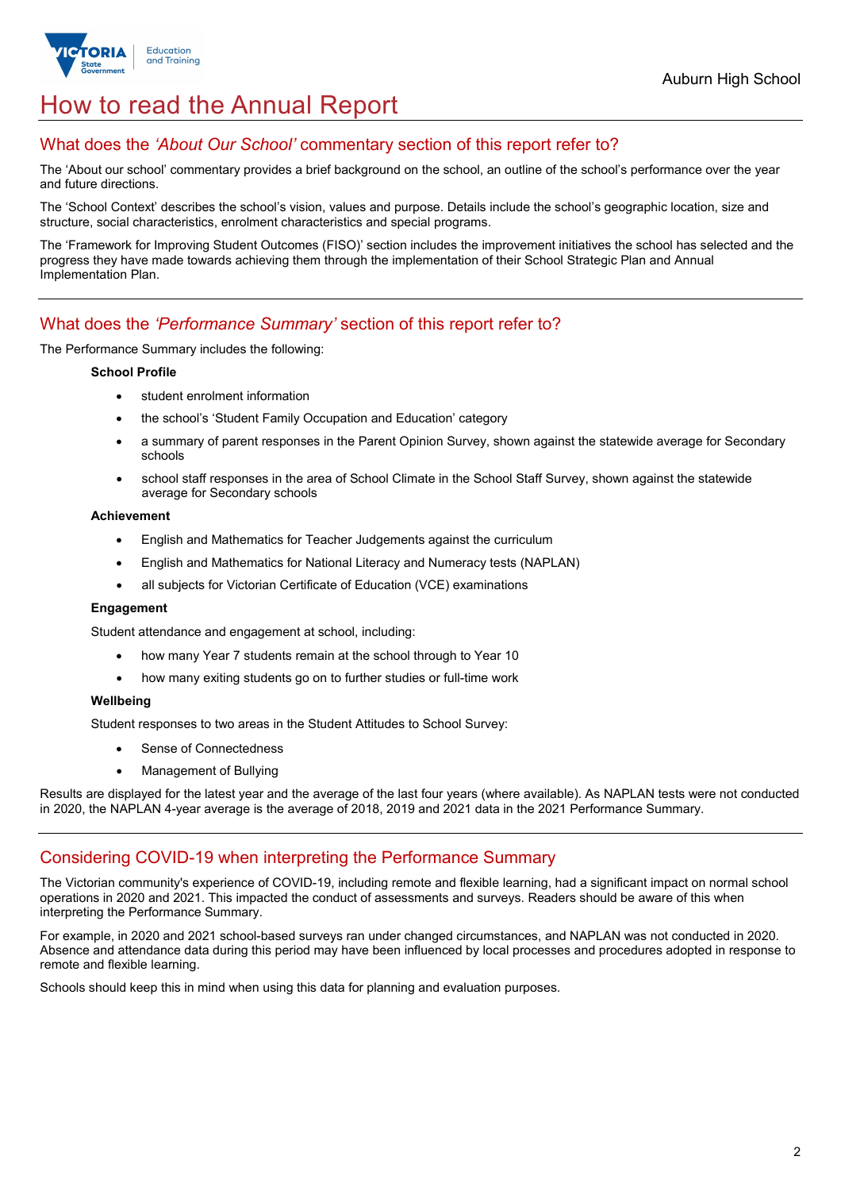# How to read the Annual Report

## What does the *'About Our School'* commentary section of this report refer to?

The 'About our school' commentary provides a brief background on the school, an outline of the school's performance over the year and future directions.

The 'School Context' describes the school's vision, values and purpose. Details include the school's geographic location, size and structure, social characteristics, enrolment characteristics and special programs.

The 'Framework for Improving Student Outcomes (FISO)' section includes the improvement initiatives the school has selected and the progress they have made towards achieving them through the implementation of their School Strategic Plan and Annual Implementation Plan.

## What does the *'Performance Summary'* section of this report refer to?

The Performance Summary includes the following:

**School Profile**

- student enrolment information
- the school's 'Student Family Occupation and Education' category
- a summary of parent responses in the Parent Opinion Survey, shown against the statewide average for Secondary schools
- school staff responses in the area of School Climate in the School Staff Survey, shown against the statewide average for Secondary schools

**Achievement**

- English and Mathematics for Teacher Judgements against the curriculum
- English and Mathematics for National Literacy and Numeracy tests (NAPLAN)
- all subjects for Victorian Certificate of Education (VCE) examinations

**Engagement**

Student attendance and engagement at school, including:

- how many Year 7 students remain at the school through to Year 10
- how many exiting students go on to further studies or full-time work

**Wellbeing**

Student responses to two areas in the Student Attitudes to School Survey:

- Sense of Connectedness
- Management of Bullying

Results are displayed for the latest year and the average of the last four years (where available). As NAPLAN tests were not conducted in 2020, the NAPLAN 4-year average is the average of 2018, 2019 and 2021 data in the 2021 Performance Summary.

## Considering COVID-19 when interpreting the Performance Summary

The Victorian community's experience of COVID-19, including remote and flexible learning, had a significant impact on normal school operations in 2020 and 2021. This impacted the conduct of assessments and surveys. Readers should be aware of this when interpreting the Performance Summary.

For example, in 2020 and 2021 school-based surveys ran under changed circumstances, and NAPLAN was not conducted in 2020. Absence and attendance data during this period may have been influenced by local processes and procedures adopted in response to remote and flexible learning.

Schools should keep this in mind when using this data for planning and evaluation purposes.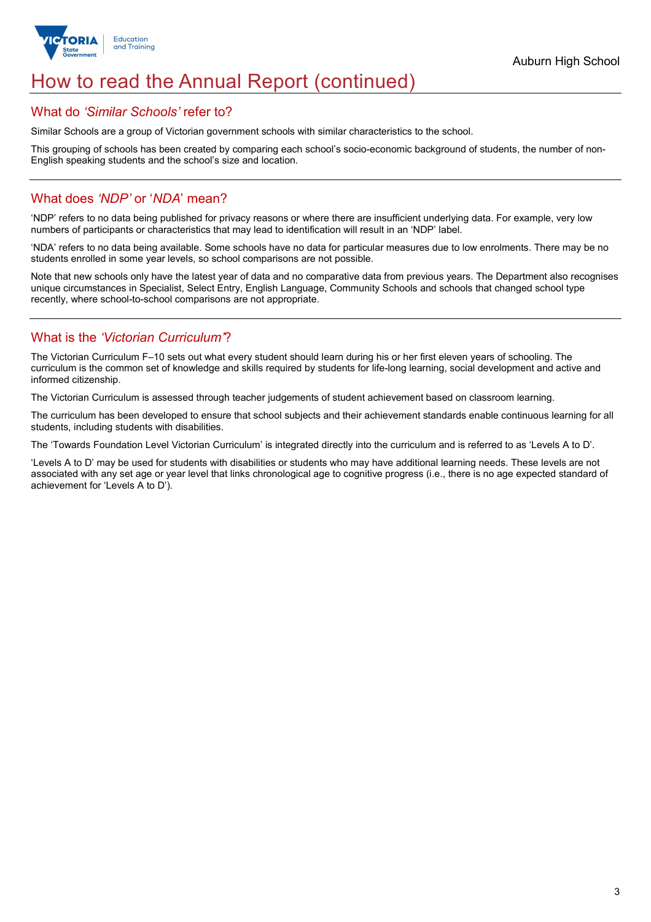# How to read the Annual Report (continued)

## What do *'Similar Schools'* refer to?

Similar Schools are a group of Victorian government schools with similar characteristics to the school.

This grouping of schools has been created by comparing each school's socio-economic background of students, the number of non-English speaking students and the school's size and location.

## What does *'NDP'* or '*NDA*' mean?

'NDP' refers to no data being published for privacy reasons or where there are insufficient underlying data. For example, very low numbers of participants or characteristics that may lead to identification will result in an 'NDP' label.

'NDA' refers to no data being available. Some schools have no data for particular measures due to low enrolments. There may be no students enrolled in some year levels, so school comparisons are not possible.

Note that new schools only have the latest year of data and no comparative data from previous years. The Department also recognises unique circumstances in Specialist, Select Entry, English Language, Community Schools and schools that changed school type recently, where school-to-school comparisons are not appropriate.

## What is the *'Victorian Curriculum'*?

The Victorian Curriculum F–10 sets out what every student should learn during his or her first eleven years of schooling. The curriculum is the common set of knowledge and skills required by students for life-long learning, social development and active and informed citizenship.

The Victorian Curriculum is assessed through teacher judgements of student achievement based on classroom learning.

The curriculum has been developed to ensure that school subjects and their achievement standards enable continuous learning for all students, including students with disabilities.

The 'Towards Foundation Level Victorian Curriculum' is integrated directly into the curriculum and is referred to as 'Levels A to D'.

'Levels A to D' may be used for students with disabilities or students who may have additional learning needs. These levels are not associated with any set age or year level that links chronological age to cognitive progress (i.e., there is no age expected standard of achievement for 'Levels A to D').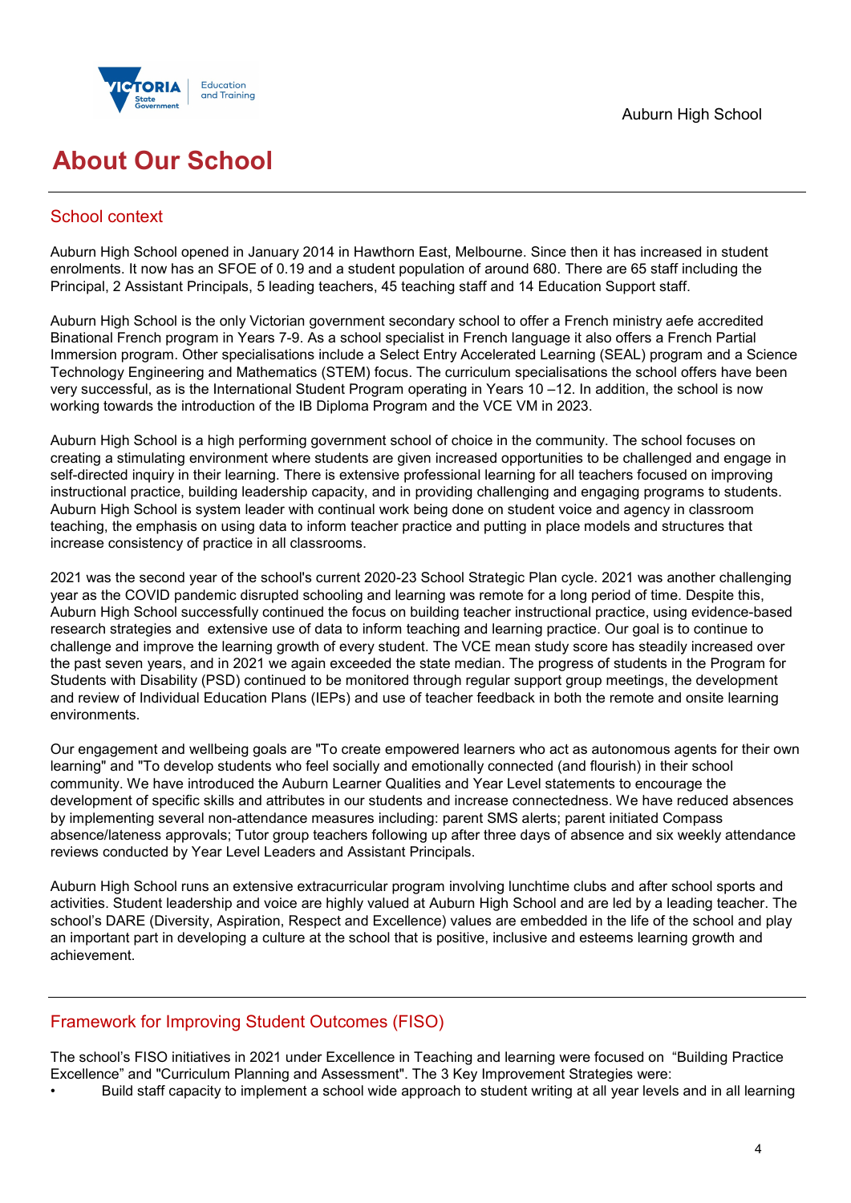# About Our School

## School context

Auburn High School opened in January 2014 in Hawthorn East, Melbourne. Since then it has increased in student enrolments. It now has an SFOE of 0.19 and a student population of around 680. There are 65 staff including the Principal, 2 Assistant Principals, 5 leading teachers, 45 teaching staff and 14 Education Support staff.

Auburn High School is the only Victorian government secondary school to offer a French ministry aefe accredited Binational French program in Years 7-9. As a school specialist in French language it also offers a French Partial Immersion program. Other specialisations include a Select Entry Accelerated Learning (SEAL) program and a Science Technology Engineering and Mathematics (STEM) focus. The curriculum specialisations the school offers have been very successful, as is the International Student Program operating in Years 10 –12. In addition, the school is now working towards the introduction of the IB Diploma Program and the VCE VM in 2023.

Auburn High School is a high performing government school of choice in the community. The school focuses on creating a stimulating environment where students are given increased opportunities to be challenged and engage in self-directed inquiry in their learning. There is extensive professional learning for all teachers focused on improving instructional practice, building leadership capacity, and in providing challenging and engaging programs to students. Auburn High School is system leader with continual work being done on student voice and agency in classroom teaching, the emphasis on using data to inform teacher practice and putting in place models and structures that increase consistency of practice in all classrooms.

2021 was the second year of the school's current 2020-23 School Strategic Plan cycle. 2021 was another challenging year as the COVID pandemic disrupted schooling and learning was remote for a long period of time. Despite this, Auburn High School successfully continued the focus on building teacher instructional practice, using evidence-based research strategies and extensive use of data to inform teaching and learning practice. Our goal is to continue to challenge and improve the learning growth of every student. The VCE mean study score has steadily increased over the past seven years, and in 2021 we again exceeded the state median. The progress of students in the Program for Students with Disability (PSD) continued to be monitored through regular support group meetings, the development and review of Individual Education Plans (IEPs) and use of teacher feedback in both the remote and onsite learning environments.

Our engagement and wellbeing goals are "To create empowered learners who act as autonomous agents for their own learning" and "To develop students who feel socially and emotionally connected (and flourish) in their school community. We have introduced the Auburn Learner Qualities and Year Level statements to encourage the development of specific skills and attributes in our students and increase connectedness. We have reduced absences by implementing several non-attendance measures including: parent SMS alerts; parent initiated Compass absence/lateness approvals; Tutor group teachers following up after three days of absence and six weekly attendance reviews conducted by Year Level Leaders and Assistant Principals.

Auburn High School runs an extensive extracurricular program involving lunchtime clubs and after school sports and activities. Student leadership and voice are highly valued at Auburn High School and are led by a leading teacher. The school's DARE (Diversity, Aspiration, Respect and Excellence) values are embedded in the life of the school and play an important part in developing a culture at the school that is positive, inclusive and esteems learning growth and achievement.

## Framework for Improving Student Outcomes (FISO)

The school's FISO initiatives in 2021 under Excellence in Teaching and learning were focused on "Building Practice Excellence" and "Curriculum Planning and Assessment". The 3 Key Improvement Strategies were:

- Build staff capacity to implement a school wide approach to student writing at all year levels and in all learning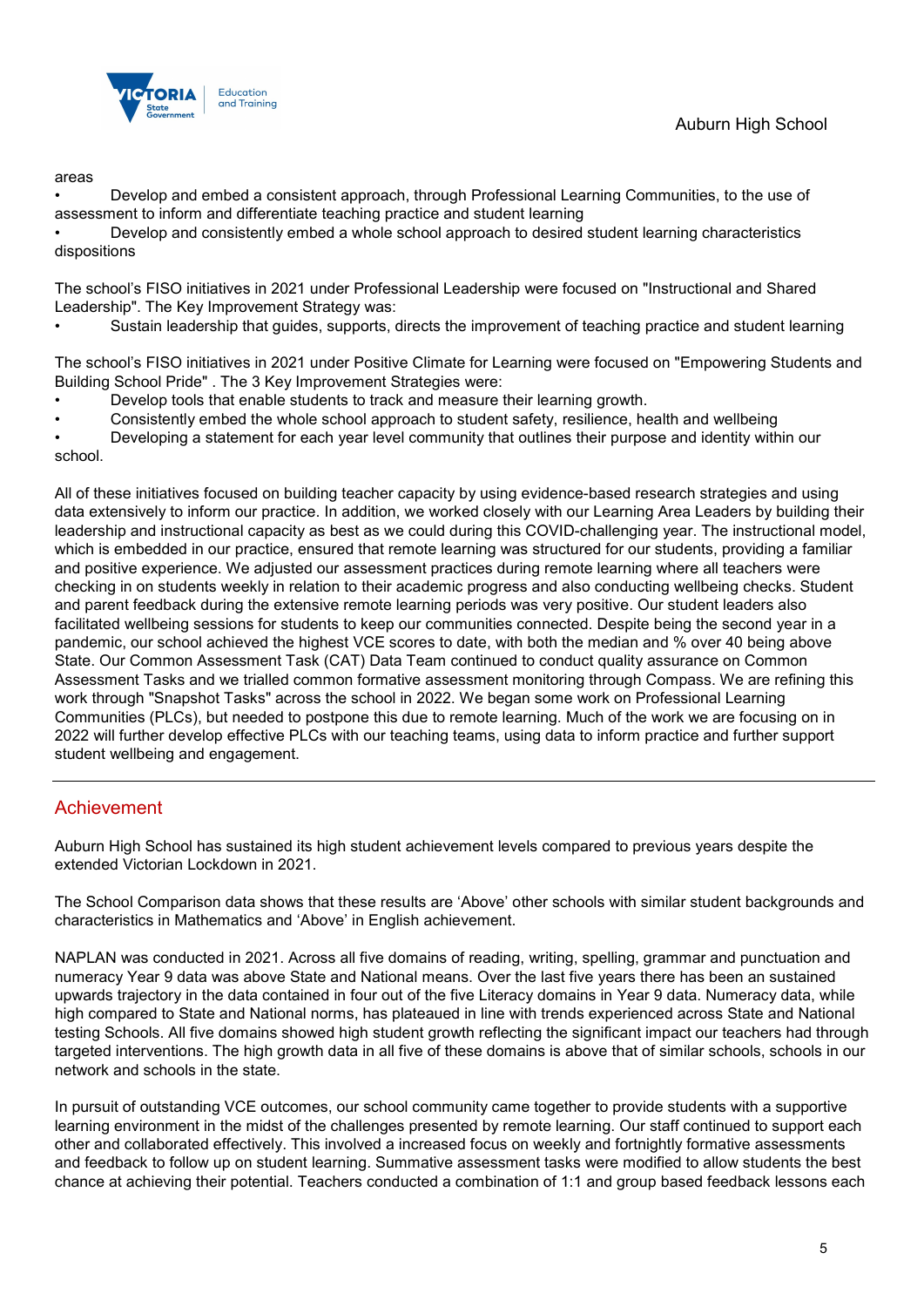areas

- Develop and embed a consistent approach, through Professional Learning Communities, to the use of assessment to inform and differentiate teaching practice and student learning
- Develop and consistently embed a whole school approach to desired student learning characteristics dispositions

The school's FISO initiatives in 2021 under Professional Leadership were focused on "Instructional and Shared Leadership". The Key Improvement Strategy was:

- Sustain leadership that guides, supports, directs the improvement of teaching practice and student learning

The school's FISO initiatives in 2021 under Positive Climate for Learning were focused on "Empowering Students and Building School Pride" . The 3 Key Improvement Strategies were:

- Develop tools that enable students to track and measure their learning growth.
- Consistently embed the whole school approach to student safety, resilience, health and wellbeing
- Developing a statement for each year level community that outlines their purpose and identity within our school.

All of these initiatives focused on building teacher capacity by using evidence-based research strategies and using data extensively to inform our practice. In addition, we worked closely with our Learning Area Leaders by building their leadership and instructional capacity as best as we could during this COVID-challenging year. The instructional model, which is embedded in our practice, ensured that remote learning was structured for our students, providing a familiar and positive experience. We adjusted our assessment practices during remote learning where all teachers were checking in on students weekly in relation to their academic progress and also conducting wellbeing checks. Student and parent feedback during the extensive remote learning periods was very positive. Our student leaders also facilitated wellbeing sessions for students to keep our communities connected. Despite being the second year in a pandemic, our school achieved the highest VCE scores to date, with both the median and % over 40 being above State. Our Common Assessment Task (CAT) Data Team continued to conduct quality assurance on Common Assessment Tasks and we trialled common formative assessment monitoring through Compass. We are refining this work through "Snapshot Tasks" across the school in 2022. We began some work on Professional Learning Communities (PLCs), but needed to postpone this due to remote learning. Much of the work we are focusing on in 2022 will further develop effective PLCs with our teaching teams, using data to inform practice and further support student wellbeing and engagement.

## Achievement

Auburn High School has sustained its high student achievement levels compared to previous years despite the extended Victorian Lockdown in 2021.

The School Comparison data shows that these results are 'Above' other schools with similar student backgrounds and characteristics in Mathematics and 'Above' in English achievement.

NAPLAN was conducted in 2021. Across all five domains of reading, writing, spelling, grammar and punctuation and numeracy Year 9 data was above State and National means. Over the last five years there has been an sustained upwards trajectory in the data contained in four out of the five Literacy domains in Year 9 data. Numeracy data, while high compared to State and National norms, has plateaued in line with trends experienced across State and National testing Schools. All five domains showed high student growth reflecting the significant impact our teachers had through targeted interventions. The high growth data in all five of these domains is above that of similar schools, schools in our network and schools in the state.

In pursuit of outstanding VCE outcomes, our school community came together to provide students with a supportive learning environment in the midst of the challenges presented by remote learning. Our staff continued to support each other and collaborated effectively. This involved a increased focus on weekly and fortnightly formative assessments and feedback to follow up on student learning. Summative assessment tasks were modified to allow students the best chance at achieving their potential. Teachers conducted a combination of 1:1 and group based feedback lessons each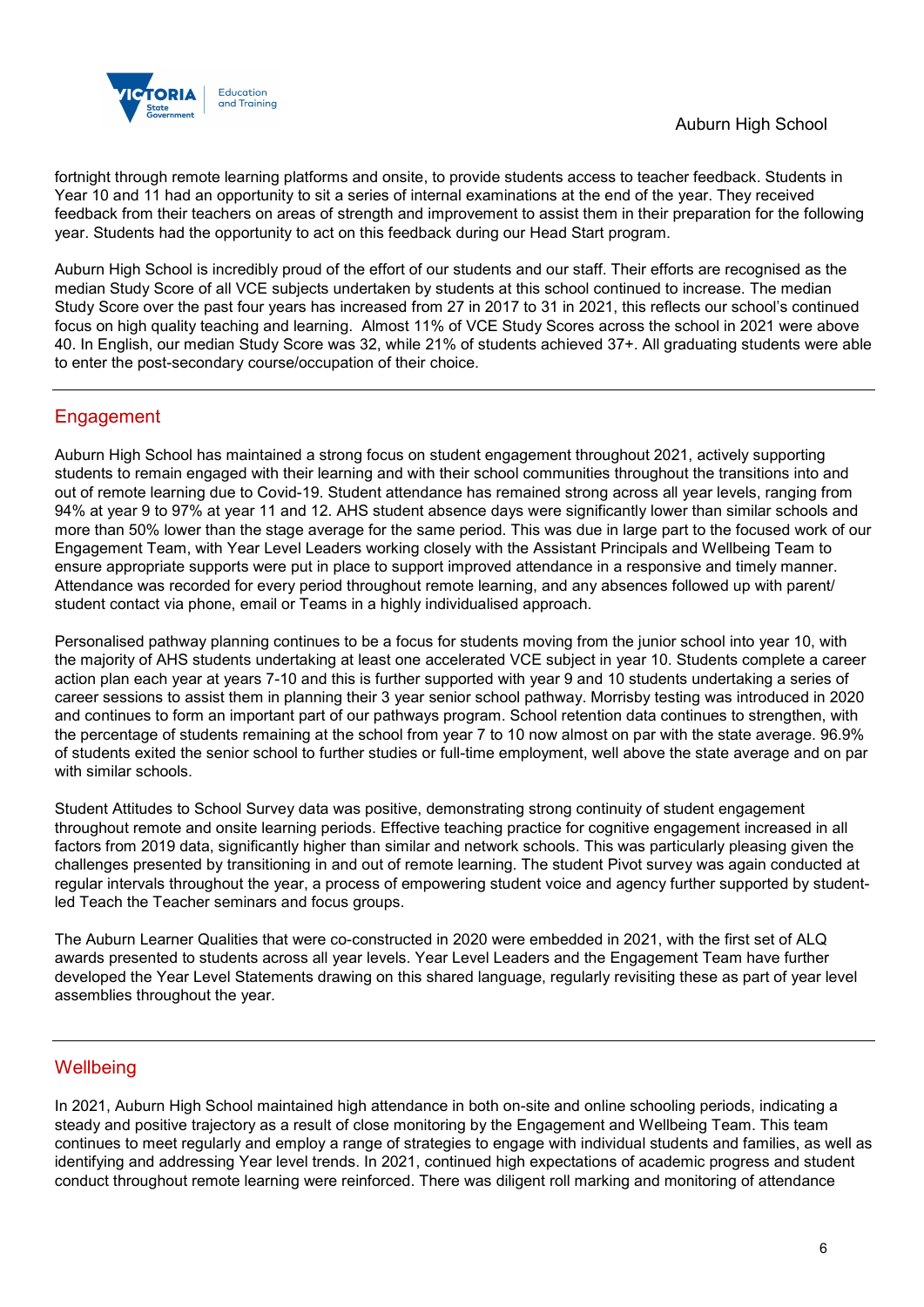fortnight through remote learning platforms and onsite, to provide students access to teacher feedback. Students in Year 10 and 11 had an opportunity to sit a series of internal examinations at the end of the year. They received feedback from their teachers on areas of strength and improvement to assist them in their preparation for the following year. Students had the opportunity to act on this feedback during our Head Start program.

Auburn High School is incredibly proud of the effort of our students and our staff. Their efforts are recognised as the median Study Score of all VCE subjects undertaken by students at this school continued to increase. The median Study Score over the past four years has increased from 27 in 2017 to 31 in 2021, this reflects our school's continued focus on high quality teaching and learning. Almost 11% of VCE Study Scores across the school in 2021 were above 40. In English, our median Study Score was 32, while 21% of students achieved 37+. All graduating students were able to enter the post-secondary course/occupation of their choice.

## Engagement

Auburn High School has maintained a strong focus on student engagement throughout 2021, actively supporting students to remain engaged with their learning and with their school communities throughout the transitions into and out of remote learning due to Covid-19. Student attendance has remained strong across all year levels, ranging from 94% at year 9 to 97% at year 11 and 12. AHS student absence days were significantly lower than similar schools and more than 50% lower than the stage average for the same period. This was due in large part to the focused work of our Engagement Team, with Year Level Leaders working closely with the Assistant Principals and Wellbeing Team to ensure appropriate supports were put in place to support improved attendance in a responsive and timely manner. Attendance was recorded for every period throughout remote learning, and any absences followed up with parent/ student contact via phone, email or Teams in a highly individualised approach.

Personalised pathway planning continues to be a focus for students moving from the junior school into year 10, with the majority of AHS students undertaking at least one accelerated VCE subject in year 10. Students complete a career action plan each year at years 7-10 and this is further supported with year 9 and 10 students undertaking a series of career sessions to assist them in planning their 3 year senior school pathway. Morrisby testing was introduced in 2020 and continues to form an important part of our pathways program. School retention data continues to strengthen, with the percentage of students remaining at the school from year 7 to 10 now almost on par with the state average. 96.9% of students exited the senior school to further studies or full-time employment, well above the state average and on par with similar schools.

Student Attitudes to School Survey data was positive, demonstrating strong continuity of student engagement throughout remote and onsite learning periods. Effective teaching practice for cognitive engagement increased in all factors from 2019 data, significantly higher than similar and network schools. This was particularly pleasing given the challenges presented by transitioning in and out of remote learning. The student Pivot survey was again conducted at regular intervals throughout the year, a process of empowering student voice and agency further supported by student-led Teach the Teacher seminars and focus groups.

The Auburn Learner Qualities that were co-constructed in 2020 were embedded in 2021, with the first set of ALQ awards presented to students across all year levels. Year Level Leaders and the Engagement Team have further developed the Year Level Statements drawing on this shared language, regularly revisiting these as part of year level assemblies throughout the year.

## Wellbeing

In 2021, Auburn High School maintained high attendance in both on-site and online schooling periods, indicating a steady and positive trajectory as a result of close monitoring by the Engagement and Wellbeing Team. This team continues to meet regularly and employ a range of strategies to engage with individual students and families, as well as identifying and addressing Year level trends. In 2021, continued high expectations of academic progress and student conduct throughout remote learning were reinforced. There was diligent roll marking and monitoring of attendance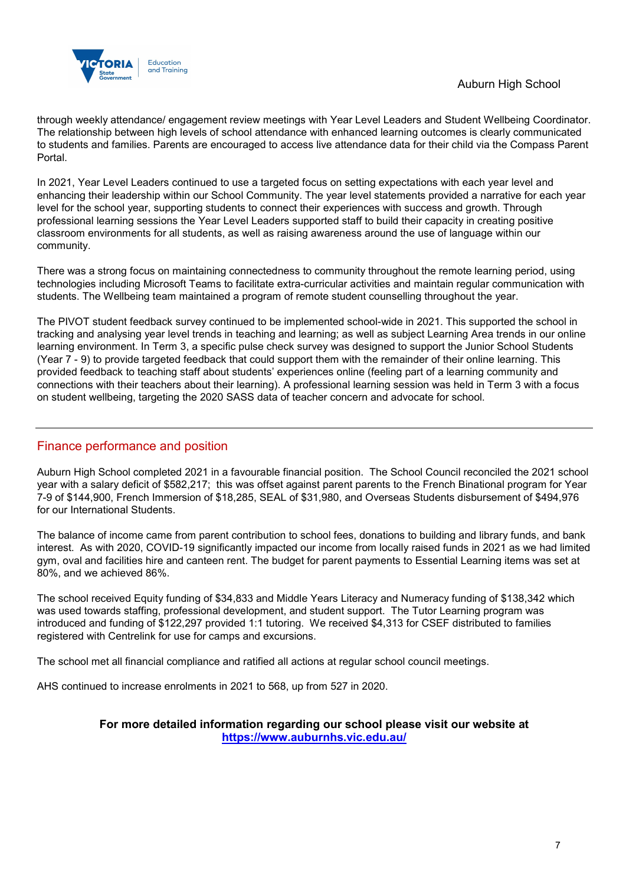through weekly attendance/ engagement review meetings with Year Level Leaders and Student Wellbeing Coordinator. The relationship between high levels of school attendance with enhanced learning outcomes is clearly communicated to students and families. Parents are encouraged to access live attendance data for their child via the Compass Parent Portal.

In 2021, Year Level Leaders continued to use a targeted focus on setting expectations with each year level and enhancing their leadership within our School Community. The year level statements provided a narrative for each year level for the school year, supporting students to connect their experiences with success and growth. Through professional learning sessions the Year Level Leaders supported staff to build their capacity in creating positive classroom environments for all students, as well as raising awareness around the use of language within our community.

There was a strong focus on maintaining connectedness to community throughout the remote learning period, using technologies including Microsoft Teams to facilitate extra-curricular activities and maintain regular communication with students. The Wellbeing team maintained a program of remote student counselling throughout the year.

The PIVOT student feedback survey continued to be implemented school-wide in 2021. This supported the school in tracking and analysing year level trends in teaching and learning; as well as subject Learning Area trends in our online learning environment. In Term 3, a specific pulse check survey was designed to support the Junior School Students (Year 7 - 9) to provide targeted feedback that could support them with the remainder of their online learning. This provided feedback to teaching staff about students' experiences online (feeling part of a learning community and connections with their teachers about their learning). A professional learning session was held in Term 3 with a focus on student wellbeing, targeting the 2020 SASS data of teacher concern and advocate for school.

## Finance performance and position

Auburn High School completed 2021 in a favourable financial position. The School Council reconciled the 2021 school year with a salary deficit of $582,217; this was offset against parent parents to the French Binational program for Year 7-9 of $144,900, French Immersion of $18,285, SEAL of $31,980, and Overseas Students disbursement of $494,976 for our International Students.

The balance of income came from parent contribution to school fees, donations to building and library funds, and bank interest. As with 2020, COVID-19 significantly impacted our income from locally raised funds in 2021 as we had limited gym, oval and facilities hire and canteen rent. The budget for parent payments to Essential Learning items was set at 80%, and we achieved 86%.

The school received Equity funding of $34,833 and Middle Years Literacy and Numeracy funding of $138,342 which was used towards staffing, professional development, and student support. The Tutor Learning program was introduced and funding of $122,297 provided 1:1 tutoring. We received $4,313 for CSEF distributed to families registered with Centrelink for use for camps and excursions.

The school met all financial compliance and ratified all actions at regular school council meetings.

AHS continued to increase enrolments in 2021 to 568, up from 527 in 2020.

**For more detailed information regarding our school please visit our website at [https://www.auburnhs.vic.edu.au/](https://www.auburnhs.vic.edu.au/)**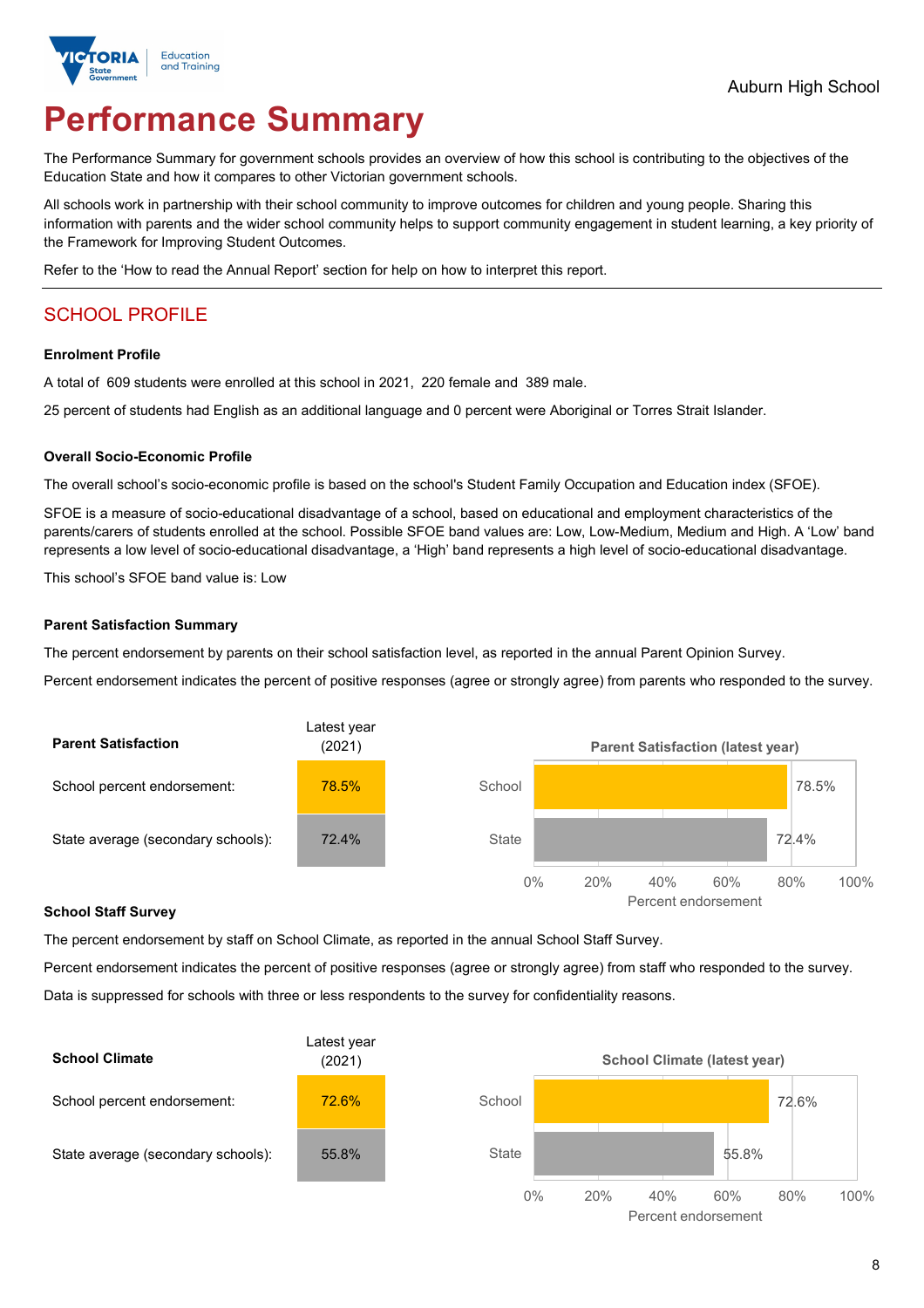Auburn High School

# Performance Summary

The Performance Summary for government schools provides an overview of how this school is contributing to the objectives of the Education State and how it compares to other Victorian government schools.

All schools work in partnership with their school community to improve outcomes for children and young people. Sharing this information with parents and the wider school community helps to support community engagement in student learning, a key priority of the Framework for Improving Student Outcomes.

Refer to the 'How to read the Annual Report' section for help on how to interpret this report.

## SCHOOL PROFILE

**Enrolment Profile**

A total of 609 students were enrolled at this school in 2021, 220 female and 389 male.

25 percent of students had English as an additional language and 0 percent were Aboriginal or Torres Strait Islander.

**Overall Socio-Economic Profile**

The overall school's socio-economic profile is based on the school's Student Family Occupation and Education index (SFOE).

SFOE is a measure of socio-educational disadvantage of a school, based on educational and employment characteristics of the parents/carers of students enrolled at the school. Possible SFOE band values are: Low, Low-Medium, Medium and High. A 'Low' band represents a low level of socio-educational disadvantage, a 'High' band represents a high level of socio-educational disadvantage.

This school's SFOE band value is: Low

**Parent Satisfaction Summary**

The percent endorsement by parents on their school satisfaction level, as reported in the annual Parent Opinion Survey.

Percent endorsement indicates the percent of positive responses (agree or strongly agree) from parents who responded to the survey.

| Parent Satisfaction | Latest year (2021) |
|---|---|
| School percent endorsement: | 78.5% |
| State average (secondary schools): | 72.4% |

**Parent Satisfaction (latest year)**

| | Percent endorsement |
|---|---|
| School | 78.5% |
| State | 72.4% |

**School Staff Survey**

The percent endorsement by staff on School Climate, as reported in the annual School Staff Survey.

Percent endorsement indicates the percent of positive responses (agree or strongly agree) from staff who responded to the survey.

Data is suppressed for schools with three or less respondents to the survey for confidentiality reasons.

| School Climate | Latest year (2021) |
|---|---|
| School percent endorsement: | 72.6% |
| State average (secondary schools): | 55.8% |

**School Climate (latest year)**

| | Percent endorsement |
|---|---|
| School | 72.6% |
| State | 55.8% |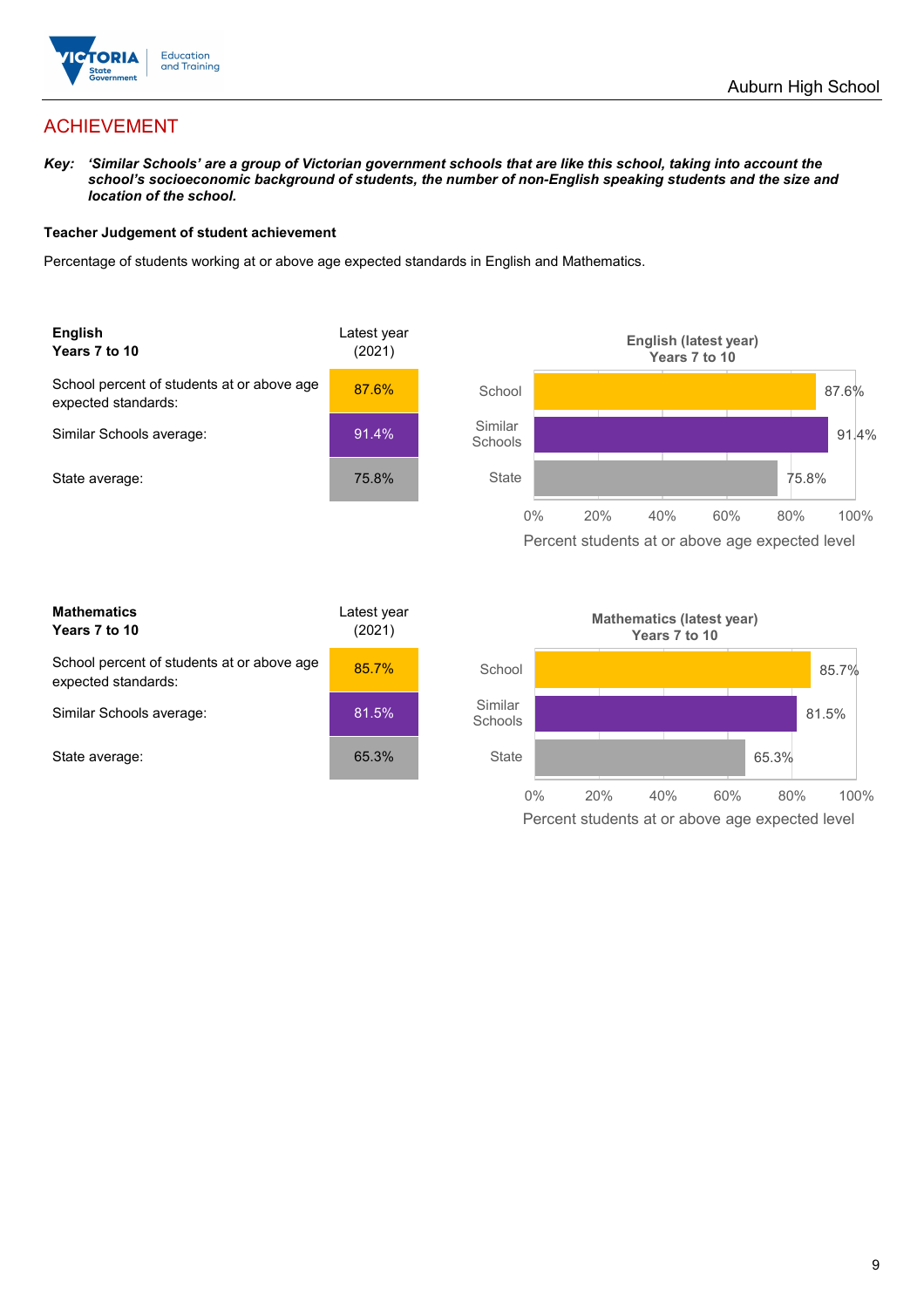# ACHIEVEMENT

***Key:** 'Similar Schools' are a group of Victorian government schools that are like this school, taking into account the school's socioeconomic background of students, the number of non-English speaking students and the size and location of the school.*

**Teacher Judgement of student achievement**

Percentage of students working at or above age expected standards in English and Mathematics.

| **English**<br>**Years 7 to 10** | Latest year (2021) |
|---|---|
| School percent of students at or above age expected standards: | 87.6% |
| Similar Schools average: | 91.4% |
| State average: | 75.8% |

**English (latest year)**
**Years 7 to 10**

| | Percent students at or above age expected level |
|---|---|
| School | 87.6% |
| Similar Schools | 91.4% |
| State | 75.8% |

| **Mathematics**<br>**Years 7 to 10** | Latest year (2021) |
|---|---|
| School percent of students at or above age expected standards: | 85.7% |
| Similar Schools average: | 81.5% |
| State average: | 65.3% |

**Mathematics (latest year)**
**Years 7 to 10**

| | Percent students at or above age expected level |
|---|---|
| School | 85.7% |
| Similar Schools | 81.5% |
| State | 65.3% |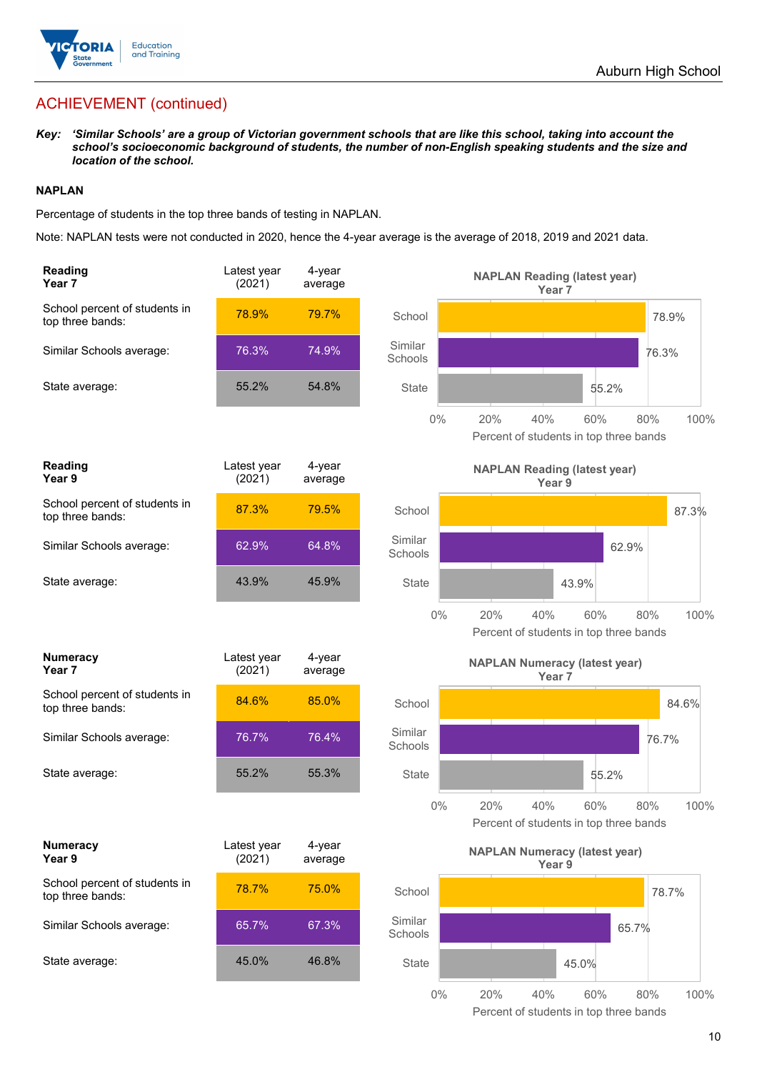## ACHIEVEMENT (continued)

***Key:** 'Similar Schools' are a group of Victorian government schools that are like this school, taking into account the school's socioeconomic background of students, the number of non-English speaking students and the size and location of the school.*

### NAPLAN

Percentage of students in the top three bands of testing in NAPLAN.

Note: NAPLAN tests were not conducted in 2020, hence the 4-year average is the average of 2018, 2019 and 2021 data.

| **Reading Year 7** | Latest year (2021) | 4-year average |
|---|---|---|
| School percent of students in top three bands: | 78.9% | 79.7% |
| Similar Schools average: | 76.3% | 74.9% |
| State average: | 55.2% | 54.8% |

| **Reading Year 9** | Latest year (2021) | 4-year average |
|---|---|---|
| School percent of students in top three bands: | 87.3% | 79.5% |
| Similar Schools average: | 62.9% | 64.8% |
| State average: | 43.9% | 45.9% |

| **Numeracy Year 7** | Latest year (2021) | 4-year average |
|---|---|---|
| School percent of students in top three bands: | 84.6% | 85.0% |
| Similar Schools average: | 76.7% | 76.4% |
| State average: | 55.2% | 55.3% |

| **Numeracy Year 9** | Latest year (2021) | 4-year average |
|---|---|---|
| School percent of students in top three bands: | 78.7% | 75.0% |
| Similar Schools average: | 65.7% | 67.3% |
| State average: | 45.0% | 46.8% |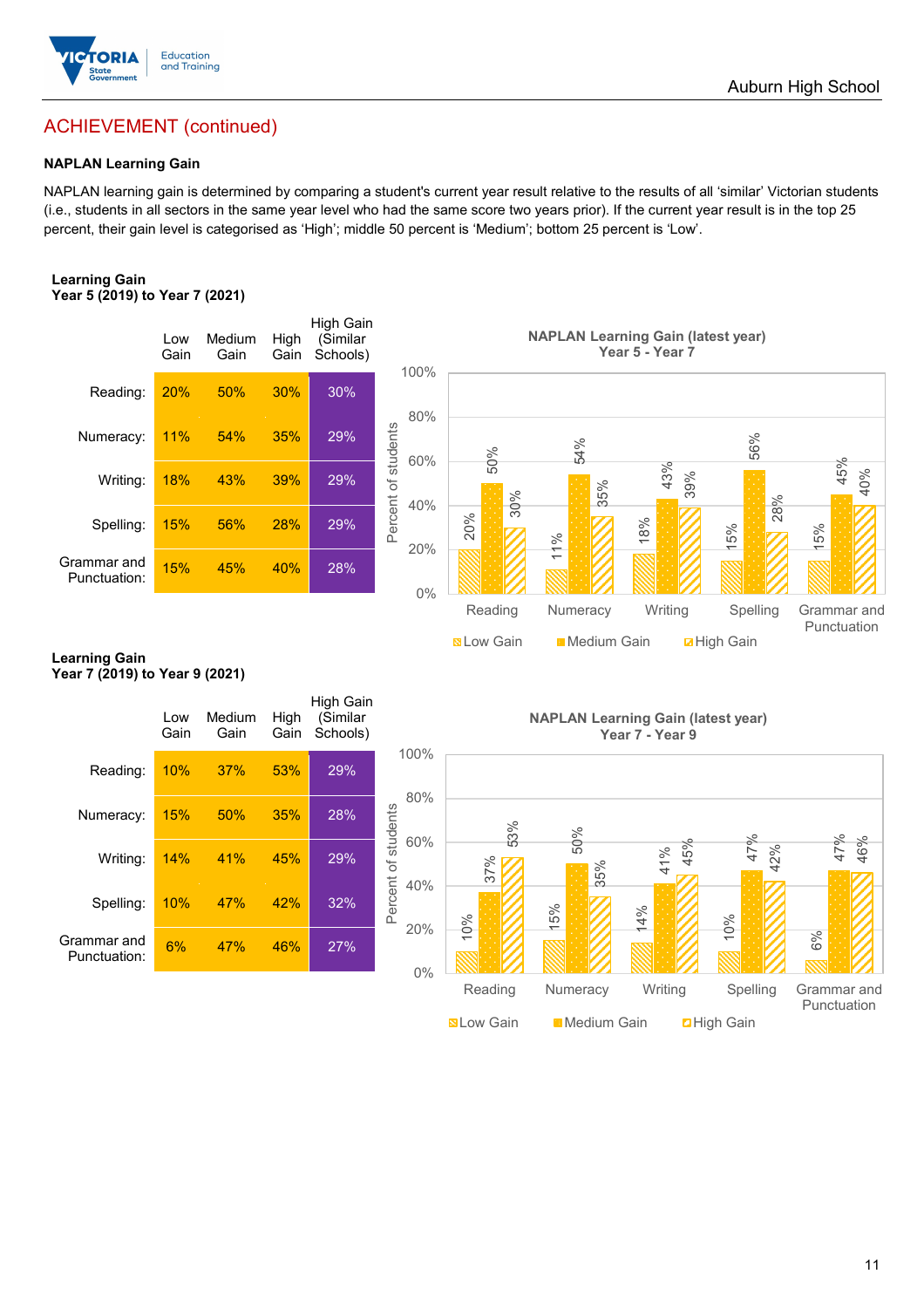## ACHIEVEMENT (continued)

### NAPLAN Learning Gain

NAPLAN learning gain is determined by comparing a student's current year result relative to the results of all 'similar' Victorian students (i.e., students in all sectors in the same year level who had the same score two years prior). If the current year result is in the top 25 percent, their gain level is categorised as 'High'; middle 50 percent is 'Medium'; bottom 25 percent is 'Low'.

**Learning Gain**
**Year 5 (2019) to Year 7 (2021)**

| | Low Gain | Medium Gain | High Gain | High Gain (Similar Schools) |
|---|---|---|---|---|
| Reading: | 20% | 50% | 30% | 30% |
| Numeracy: | 11% | 54% | 35% | 29% |
| Writing: | 18% | 43% | 39% | 29% |
| Spelling: | 15% | 56% | 28% | 29% |
| Grammar and Punctuation: | 15% | 45% | 40% | 28% |

**NAPLAN Learning Gain (latest year)**
**Year 5 - Year 7**

| | Low Gain | Medium Gain | High Gain |
|---|---|---|---|
| Reading | 20% | 50% | 30% |
| Numeracy | 11% | 54% | 35% |
| Writing | 18% | 43% | 39% |
| Spelling | 15% | 56% | 28% |
| Grammar and Punctuation | 15% | 45% | 40% |

**Learning Gain**
**Year 7 (2019) to Year 9 (2021)**

| | Low Gain | Medium Gain | High Gain | High Gain (Similar Schools) |
|---|---|---|---|---|
| Reading: | 10% | 37% | 53% | 29% |
| Numeracy: | 15% | 50% | 35% | 28% |
| Writing: | 14% | 41% | 45% | 29% |
| Spelling: | 10% | 47% | 42% | 32% |
| Grammar and Punctuation: | 6% | 47% | 46% | 27% |

**NAPLAN Learning Gain (latest year)**
**Year 7 - Year 9**

| | Low Gain | Medium Gain | High Gain |
|---|---|---|---|
| Reading | 10% | 37% | 53% |
| Numeracy | 15% | 50% | 35% |
| Writing | 14% | 41% | 45% |
| Spelling | 10% | 47% | 42% |
| Grammar and Punctuation | 6% | 47% | 46% |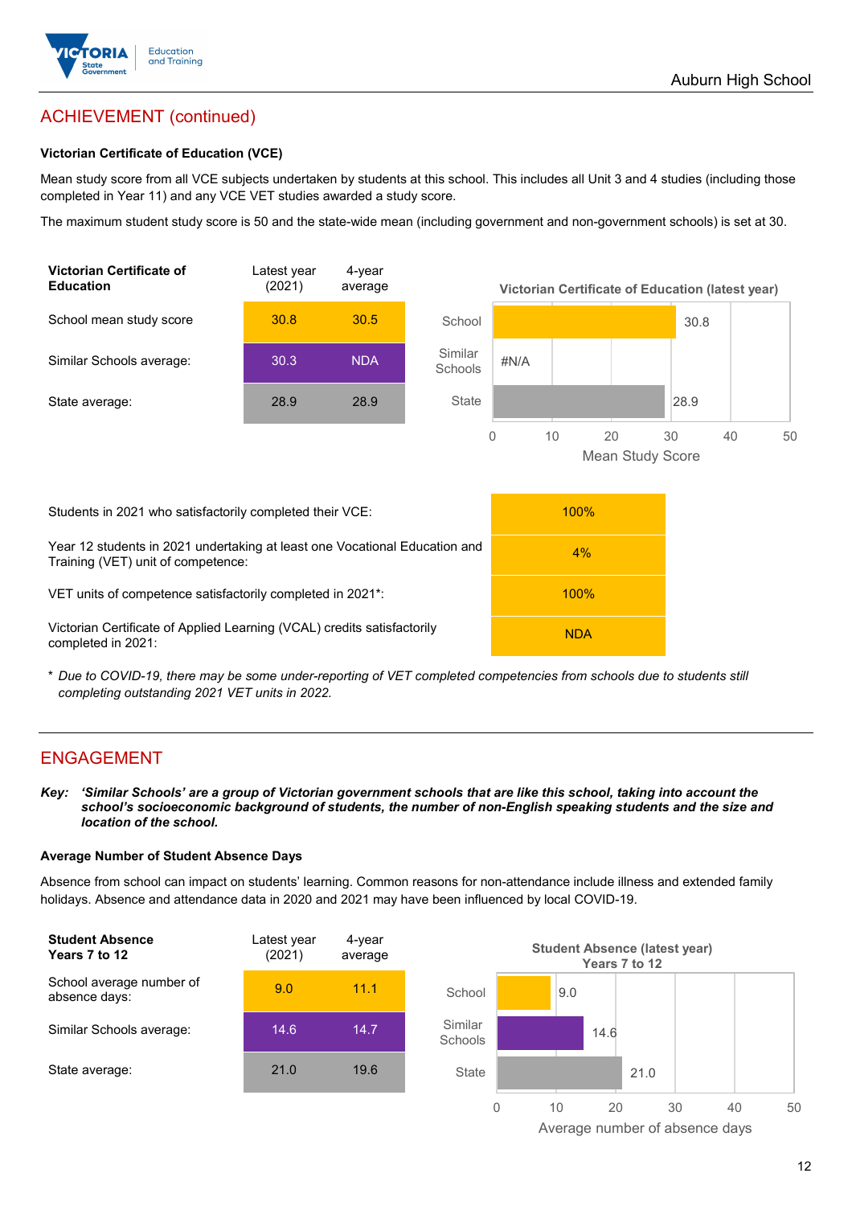## ACHIEVEMENT (continued)

### Victorian Certificate of Education (VCE)

Mean study score from all VCE subjects undertaken by students at this school. This includes all Unit 3 and 4 studies (including those completed in Year 11) and any VCE VET studies awarded a study score.

The maximum student study score is 50 and the state-wide mean (including government and non-government schools) is set at 30.

| Victorian Certificate of Education | Latest year (2021) | 4-year average |
|---|---|---|
| School mean study score | 30.8 | 30.5 |
| Similar Schools average: | 30.3 | NDA |
| State average: | 28.9 | 28.9 |

**Victorian Certificate of Education (latest year)**

| | Mean Study Score |
|---|---|
| School | 30.8 |
| Similar Schools | #N/A |
| State | 28.9 |

| | |
|---|---|
| Students in 2021 who satisfactorily completed their VCE: | 100% |
| Year 12 students in 2021 undertaking at least one Vocational Education and Training (VET) unit of competence: | 4% |
| VET units of competence satisfactorily completed in 2021*: | 100% |
| Victorian Certificate of Applied Learning (VCAL) credits satisfactorily completed in 2021: | NDA |

\* *Due to COVID-19, there may be some under-reporting of VET completed competencies from schools due to students still completing outstanding 2021 VET units in 2022.*

## ENGAGEMENT

***Key:*** ***'Similar Schools' are a group of Victorian government schools that are like this school, taking into account the school's socioeconomic background of students, the number of non-English speaking students and the size and location of the school.***

### Average Number of Student Absence Days

Absence from school can impact on students' learning. Common reasons for non-attendance include illness and extended family holidays. Absence and attendance data in 2020 and 2021 may have been influenced by local COVID-19.

| Student Absence Years 7 to 12 | Latest year (2021) | 4-year average |
|---|---|---|
| School average number of absence days: | 9.0 | 11.1 |
| Similar Schools average: | 14.6 | 14.7 |
| State average: | 21.0 | 19.6 |

**Student Absence (latest year) Years 7 to 12**

| | Average number of absence days |
|---|---|
| School | 9.0 |
| Similar Schools | 14.6 |
| State | 21.0 |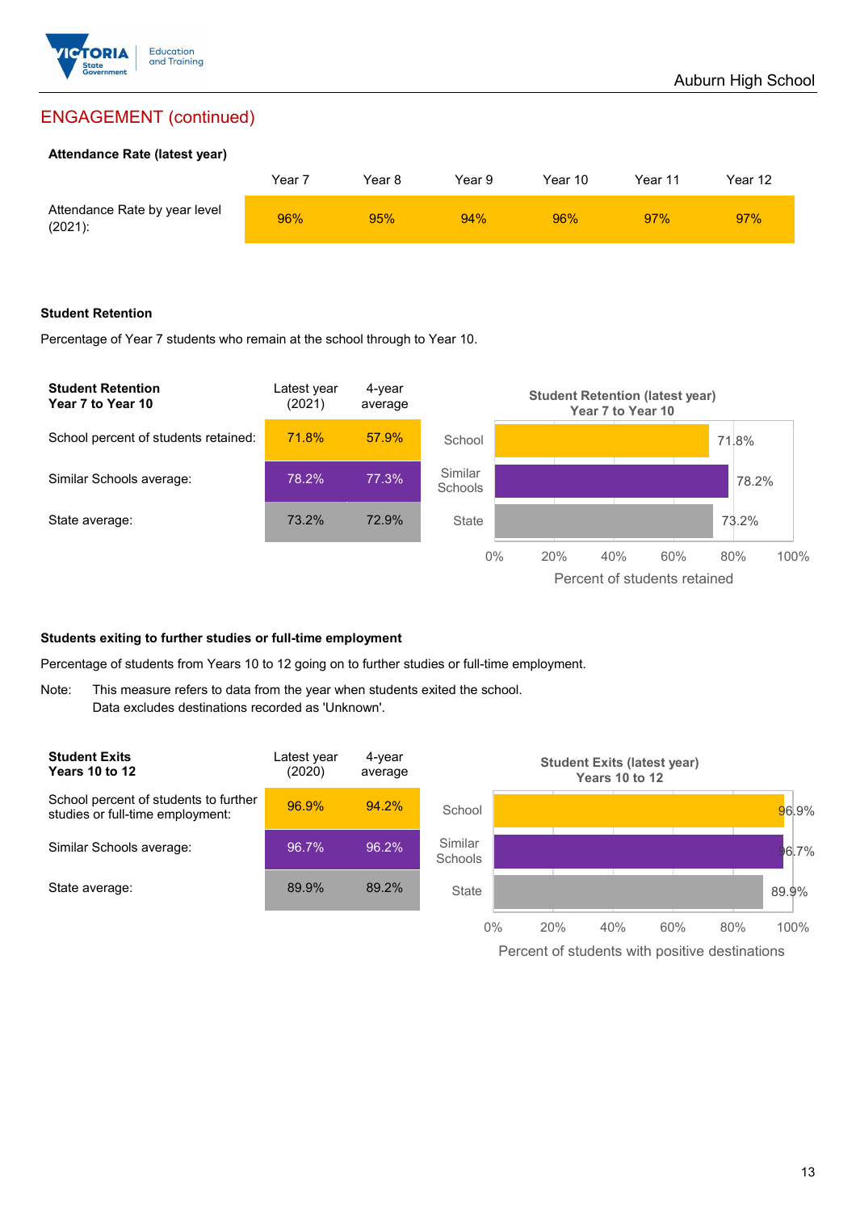## ENGAGEMENT (continued)

### Attendance Rate (latest year)

| | Year 7 | Year 8 | Year 9 | Year 10 | Year 11 | Year 12 |
|---|---|---|---|---|---|---|
| Attendance Rate by year level (2021): | 96% | 95% | 94% | 96% | 97% | 97% |

### Student Retention

Percentage of Year 7 students who remain at the school through to Year 10.

| **Student Retention Year 7 to Year 10** | Latest year (2021) | 4-year average |
|---|---|---|
| School percent of students retained: | 71.8% | 57.9% |
| Similar Schools average: | 78.2% | 77.3% |
| State average: | 73.2% | 72.9% |

**Student Retention (latest year) Year 7 to Year 10**

| | Percent of students retained |
|---|---|
| School | 71.8% |
| Similar Schools | 78.2% |
| State | 73.2% |

### Students exiting to further studies or full-time employment

Percentage of students from Years 10 to 12 going on to further studies or full-time employment.

Note: This measure refers to data from the year when students exited the school.
Data excludes destinations recorded as 'Unknown'.

| **Student Exits Years 10 to 12** | Latest year (2020) | 4-year average |
|---|---|---|
| School percent of students to further studies or full-time employment: | 96.9% | 94.2% |
| Similar Schools average: | 96.7% | 96.2% |
| State average: | 89.9% | 89.2% |

**Student Exits (latest year) Years 10 to 12**

| | Percent of students with positive destinations |
|---|---|
| School | 96.9% |
| Similar Schools | 96.7% |
| State | 89.9% |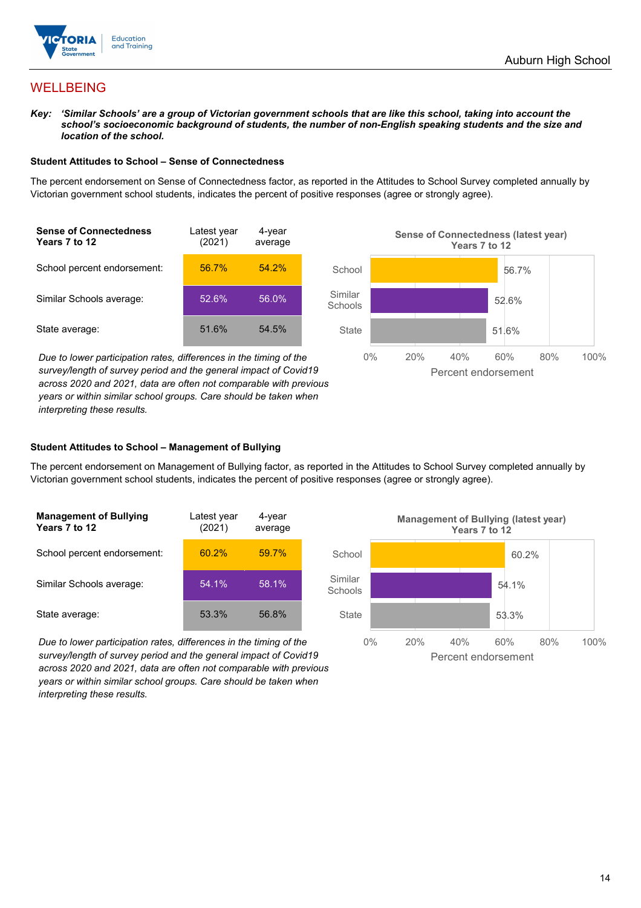## WELLBEING

***Key:*** ***'Similar Schools' are a group of Victorian government schools that are like this school, taking into account the school's socioeconomic background of students, the number of non-English speaking students and the size and location of the school.***

### Student Attitudes to School – Sense of Connectedness

The percent endorsement on Sense of Connectedness factor, as reported in the Attitudes to School Survey completed annually by Victorian government school students, indicates the percent of positive responses (agree or strongly agree).

| **Sense of Connectedness Years 7 to 12** | Latest year (2021) | 4-year average |
|---|---|---|
| School percent endorsement: | 56.7% | 54.2% |
| Similar Schools average: | 52.6% | 56.0% |
| State average: | 51.6% | 54.5% |

*Due to lower participation rates, differences in the timing of the survey/length of survey period and the general impact of Covid19 across 2020 and 2021, data are often not comparable with previous years or within similar school groups. Care should be taken when interpreting these results.*

**Sense of Connectedness (latest year) Years 7 to 12**

| | Percent endorsement |
|---|---|
| School | 56.7% |
| Similar Schools | 52.6% |
| State | 51.6% |

### Student Attitudes to School – Management of Bullying

The percent endorsement on Management of Bullying factor, as reported in the Attitudes to School Survey completed annually by Victorian government school students, indicates the percent of positive responses (agree or strongly agree).

| **Management of Bullying Years 7 to 12** | Latest year (2021) | 4-year average |
|---|---|---|
| School percent endorsement: | 60.2% | 59.7% |
| Similar Schools average: | 54.1% | 58.1% |
| State average: | 53.3% | 56.8% |

*Due to lower participation rates, differences in the timing of the survey/length of survey period and the general impact of Covid19 across 2020 and 2021, data are often not comparable with previous years or within similar school groups. Care should be taken when interpreting these results.*

**Management of Bullying (latest year) Years 7 to 12**

| | Percent endorsement |
|---|---|
| School | 60.2% |
| Similar Schools | 54.1% |
| State | 53.3% |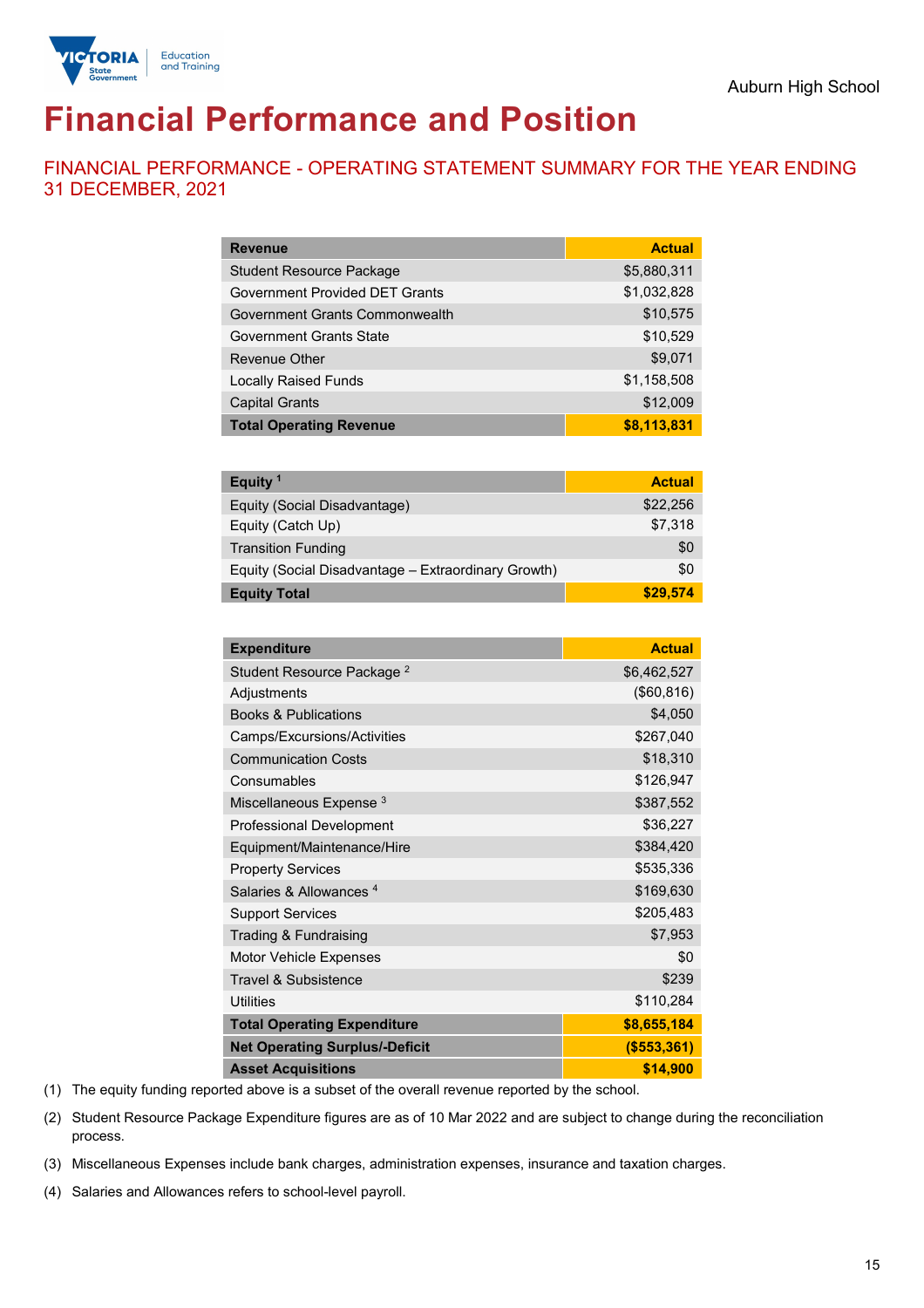Auburn High School

# Financial Performance and Position

## FINANCIAL PERFORMANCE - OPERATING STATEMENT SUMMARY FOR THE YEAR ENDING 31 DECEMBER, 2021

| Revenue | Actual |
|---|---|
| Student Resource Package | $5,880,311 |
| Government Provided DET Grants | $1,032,828 |
| Government Grants Commonwealth | $10,575 |
| Government Grants State | $10,529 |
| Revenue Other | $9,071 |
| Locally Raised Funds | $1,158,508 |
| Capital Grants | $12,009 |
| **Total Operating Revenue** | **$8,113,831** |

| Equity [1] | Actual |
|---|---|
| Equity (Social Disadvantage) | $22,256 |
| Equity (Catch Up) | $7,318 |
| Transition Funding | $0 |
| Equity (Social Disadvantage – Extraordinary Growth) | $0 |
| **Equity Total** | **$29,574** |

| Expenditure | Actual |
|---|---|
| Student Resource Package [2] | $6,462,527 |
| Adjustments | ($60,816) |
| Books & Publications | $4,050 |
| Camps/Excursions/Activities | $267,040 |
| Communication Costs | $18,310 |
| Consumables | $126,947 |
| Miscellaneous Expense [3] | $387,552 |
| Professional Development | $36,227 |
| Equipment/Maintenance/Hire | $384,420 |
| Property Services | $535,336 |
| Salaries & Allowances [4] | $169,630 |
| Support Services | $205,483 |
| Trading & Fundraising | $7,953 |
| Motor Vehicle Expenses | $0 |
| Travel & Subsistence | $239 |
| Utilities | $110,284 |
| **Total Operating Expenditure** | **$8,655,184** |
| **Net Operating Surplus/-Deficit** | **($553,361)** |
| **Asset Acquisitions** | **$14,900** |

(1) The equity funding reported above is a subset of the overall revenue reported by the school.

(2) Student Resource Package Expenditure figures are as of 10 Mar 2022 and are subject to change during the reconciliation process.

(3) Miscellaneous Expenses include bank charges, administration expenses, insurance and taxation charges.

(4) Salaries and Allowances refers to school-level payroll.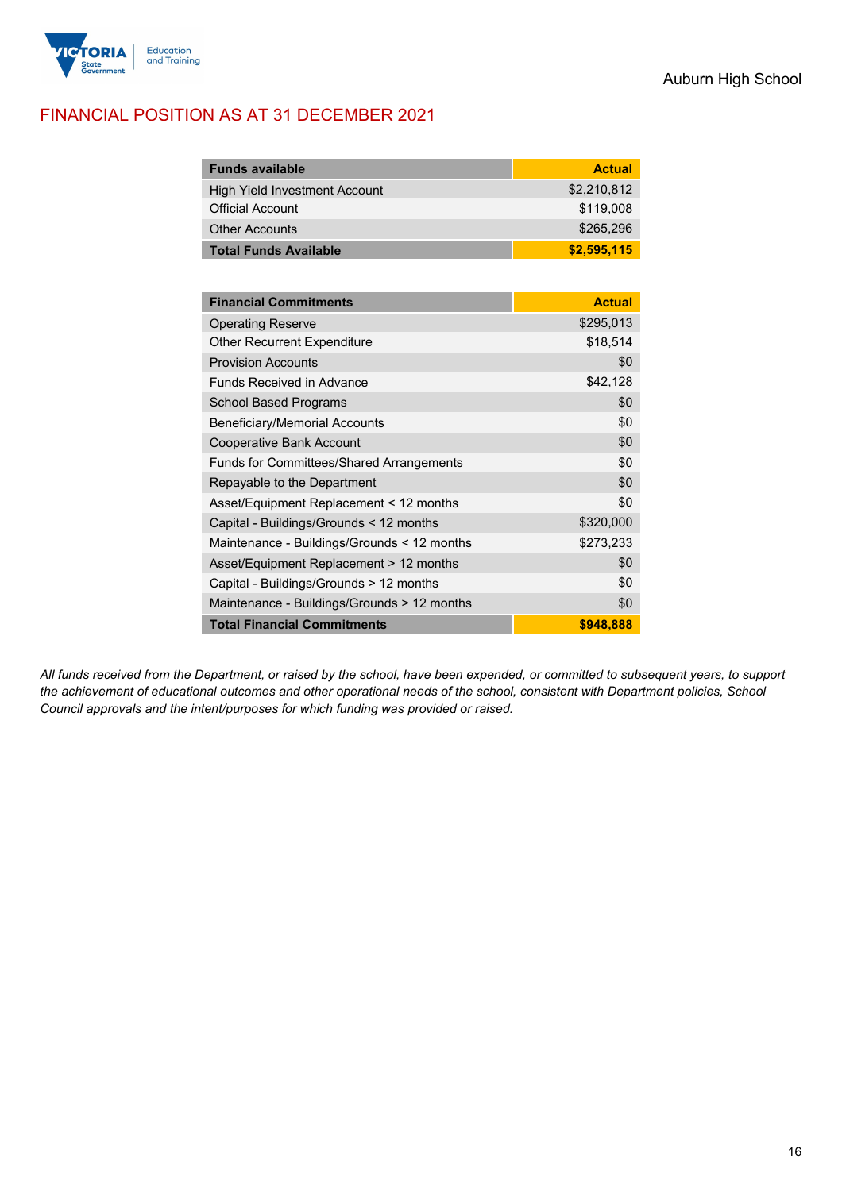# FINANCIAL POSITION AS AT 31 DECEMBER 2021

| Funds available | Actual |
|---|---|
| High Yield Investment Account | $2,210,812 |
| Official Account | $119,008 |
| Other Accounts | $265,296 |
| **Total Funds Available** | **$2,595,115** |

| Financial Commitments | Actual |
|---|---|
| Operating Reserve | $295,013 |
| Other Recurrent Expenditure | $18,514 |
| Provision Accounts | $0 |
| Funds Received in Advance | $42,128 |
| School Based Programs | $0 |
| Beneficiary/Memorial Accounts | $0 |
| Cooperative Bank Account | $0 |
| Funds for Committees/Shared Arrangements | $0 |
| Repayable to the Department | $0 |
| Asset/Equipment Replacement < 12 months | $0 |
| Capital - Buildings/Grounds < 12 months | $320,000 |
| Maintenance - Buildings/Grounds < 12 months | $273,233 |
| Asset/Equipment Replacement > 12 months | $0 |
| Capital - Buildings/Grounds > 12 months | $0 |
| Maintenance - Buildings/Grounds > 12 months | $0 |
| **Total Financial Commitments** | **$948,888** |

*All funds received from the Department, or raised by the school, have been expended, or committed to subsequent years, to support the achievement of educational outcomes and other operational needs of the school, consistent with Department policies, School Council approvals and the intent/purposes for which funding was provided or raised.*